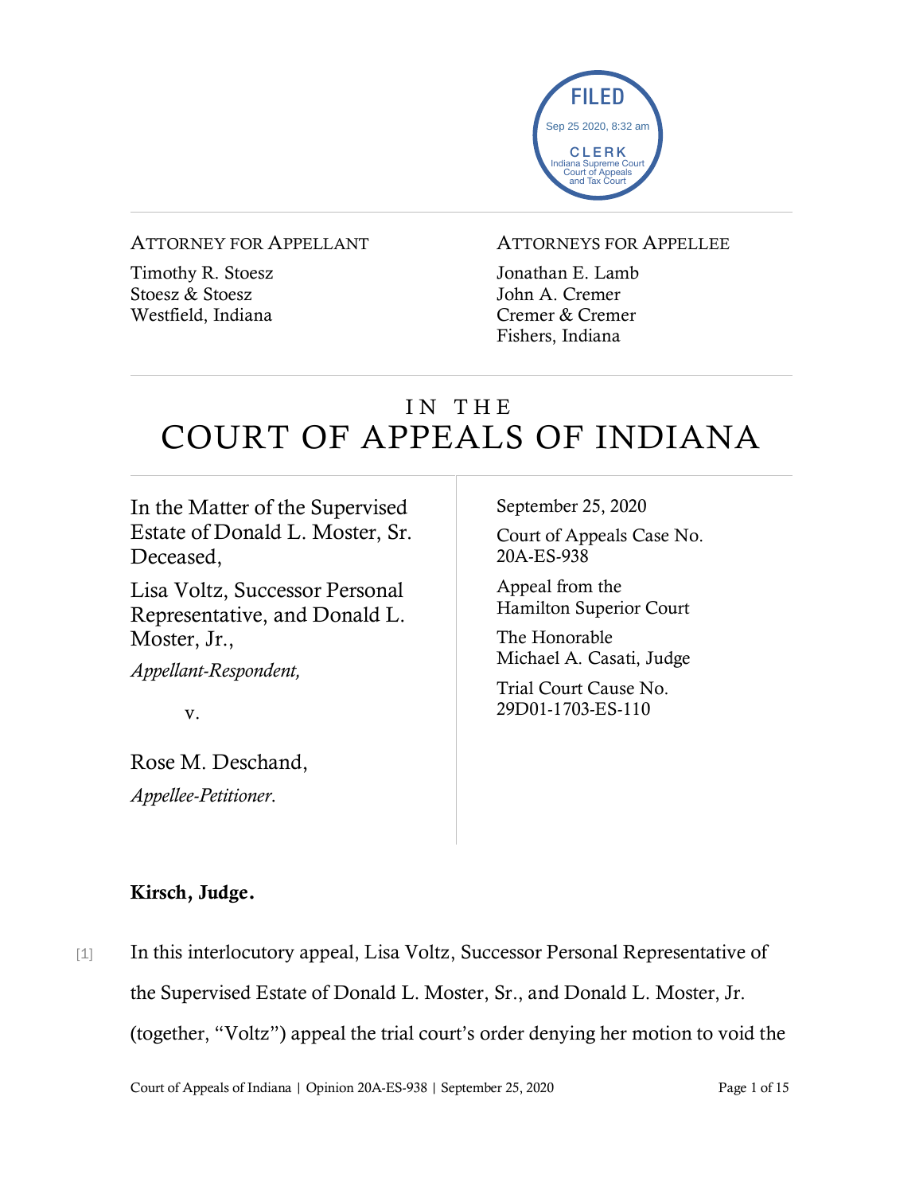FILED
Sep 25 2020, 8:32 am
CLERK
Indiana Supreme Court
Court of Appeals
and Tax Court

ATTORNEY FOR APPELLANT

Timothy R. Stoesz
Stoesz & Stoesz
Westfield, Indiana

ATTORNEYS FOR APPELLEE

Jonathan E. Lamb
John A. Cremer
Cremer & Cremer
Fishers, Indiana

# IN THE COURT OF APPEALS OF INDIANA

In the Matter of the Supervised Estate of Donald L. Moster, Sr. Deceased,

Lisa Voltz, Successor Personal Representative, and Donald L. Moster, Jr.,

*Appellant-Respondent,*

v.

Rose M. Deschand,

*Appellee-Petitioner.*

September 25, 2020

Court of Appeals Case No. 20A-ES-938

Appeal from the Hamilton Superior Court

The Honorable Michael A. Casati, Judge

Trial Court Cause No. 29D01-1703-ES-110

**Kirsch, Judge.**

[1] In this interlocutory appeal, Lisa Voltz, Successor Personal Representative of the Supervised Estate of Donald L. Moster, Sr., and Donald L. Moster, Jr. (together, "Voltz") appeal the trial court's order denying her motion to void the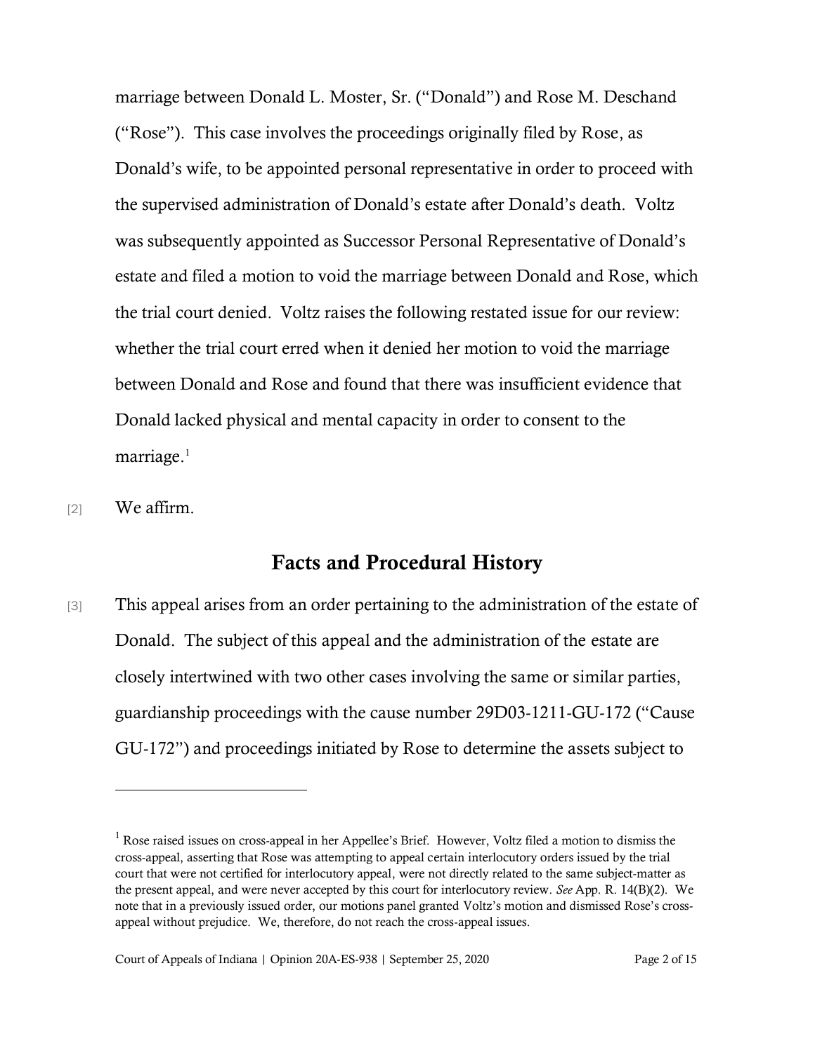marriage between Donald L. Moster, Sr. ("Donald") and Rose M. Deschand ("Rose"). This case involves the proceedings originally filed by Rose, as Donald's wife, to be appointed personal representative in order to proceed with the supervised administration of Donald's estate after Donald's death. Voltz was subsequently appointed as Successor Personal Representative of Donald's estate and filed a motion to void the marriage between Donald and Rose, which the trial court denied. Voltz raises the following restated issue for our review: whether the trial court erred when it denied her motion to void the marriage between Donald and Rose and found that there was insufficient evidence that Donald lacked physical and mental capacity in order to consent to the marriage.[1]

[2] We affirm.

## Facts and Procedural History

[3] This appeal arises from an order pertaining to the administration of the estate of Donald. The subject of this appeal and the administration of the estate are closely intertwined with two other cases involving the same or similar parties, guardianship proceedings with the cause number 29D03-1211-GU-172 ("Cause GU-172") and proceedings initiated by Rose to determine the assets subject to

---

[1] Rose raised issues on cross-appeal in her Appellee's Brief. However, Voltz filed a motion to dismiss the cross-appeal, asserting that Rose was attempting to appeal certain interlocutory orders issued by the trial court that were not certified for interlocutory appeal, were not directly related to the same subject-matter as the present appeal, and were never accepted by this court for interlocutory review. *See* App. R. 14(B)(2). We note that in a previously issued order, our motions panel granted Voltz's motion and dismissed Rose's cross-appeal without prejudice. We, therefore, do not reach the cross-appeal issues.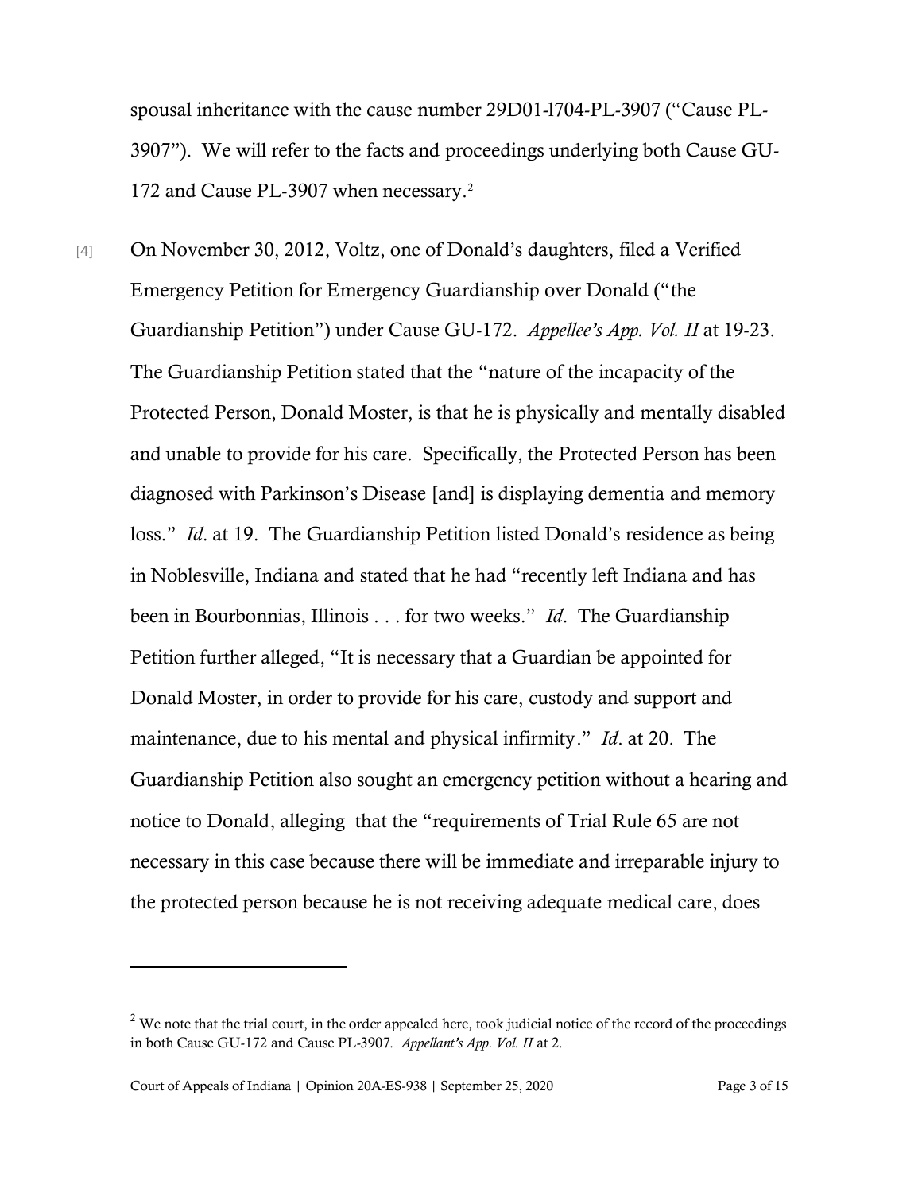spousal inheritance with the cause number 29D01-1704-PL-3907 ("Cause PL-3907"). We will refer to the facts and proceedings underlying both Cause GU-172 and Cause PL-3907 when necessary.[2]

[4] On November 30, 2012, Voltz, one of Donald's daughters, filed a Verified Emergency Petition for Emergency Guardianship over Donald ("the Guardianship Petition") under Cause GU-172. *Appellee's App. Vol. II* at 19-23. The Guardianship Petition stated that the "nature of the incapacity of the Protected Person, Donald Moster, is that he is physically and mentally disabled and unable to provide for his care. Specifically, the Protected Person has been diagnosed with Parkinson's Disease [and] is displaying dementia and memory loss." *Id*. at 19. The Guardianship Petition listed Donald's residence as being in Noblesville, Indiana and stated that he had "recently left Indiana and has been in Bourbonnias, Illinois . . . for two weeks." *Id*. The Guardianship Petition further alleged, "It is necessary that a Guardian be appointed for Donald Moster, in order to provide for his care, custody and support and maintenance, due to his mental and physical infirmity." *Id*. at 20. The Guardianship Petition also sought an emergency petition without a hearing and notice to Donald, alleging that the "requirements of Trial Rule 65 are not necessary in this case because there will be immediate and irreparable injury to the protected person because he is not receiving adequate medical care, does

---

[2] We note that the trial court, in the order appealed here, took judicial notice of the record of the proceedings in both Cause GU-172 and Cause PL-3907. *Appellant's App. Vol. II* at 2.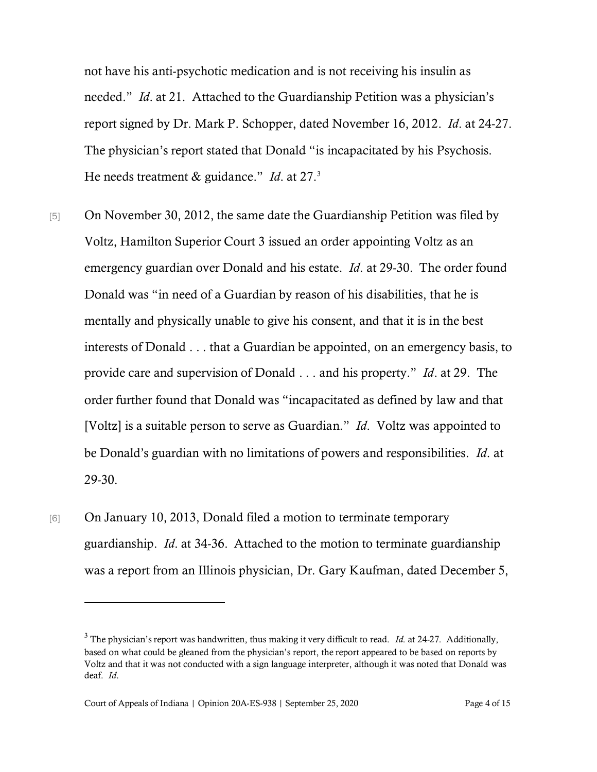not have his anti-psychotic medication and is not receiving his insulin as needed." *Id*. at 21. Attached to the Guardianship Petition was a physician's report signed by Dr. Mark P. Schopper, dated November 16, 2012. *Id*. at 24-27. The physician's report stated that Donald "is incapacitated by his Psychosis. He needs treatment & guidance." *Id*. at 27.[3]

[5] On November 30, 2012, the same date the Guardianship Petition was filed by Voltz, Hamilton Superior Court 3 issued an order appointing Voltz as an emergency guardian over Donald and his estate. *Id*. at 29-30. The order found Donald was "in need of a Guardian by reason of his disabilities, that he is mentally and physically unable to give his consent, and that it is in the best interests of Donald . . . that a Guardian be appointed, on an emergency basis, to provide care and supervision of Donald . . . and his property." *Id*. at 29. The order further found that Donald was "incapacitated as defined by law and that [Voltz] is a suitable person to serve as Guardian." *Id*. Voltz was appointed to be Donald's guardian with no limitations of powers and responsibilities. *Id*. at 29-30.

[6] On January 10, 2013, Donald filed a motion to terminate temporary guardianship. *Id*. at 34-36. Attached to the motion to terminate guardianship was a report from an Illinois physician, Dr. Gary Kaufman, dated December 5,

---

[3] The physician's report was handwritten, thus making it very difficult to read. *Id*. at 24-27. Additionally, based on what could be gleaned from the physician's report, the report appeared to be based on reports by Voltz and that it was not conducted with a sign language interpreter, although it was noted that Donald was deaf. *Id*.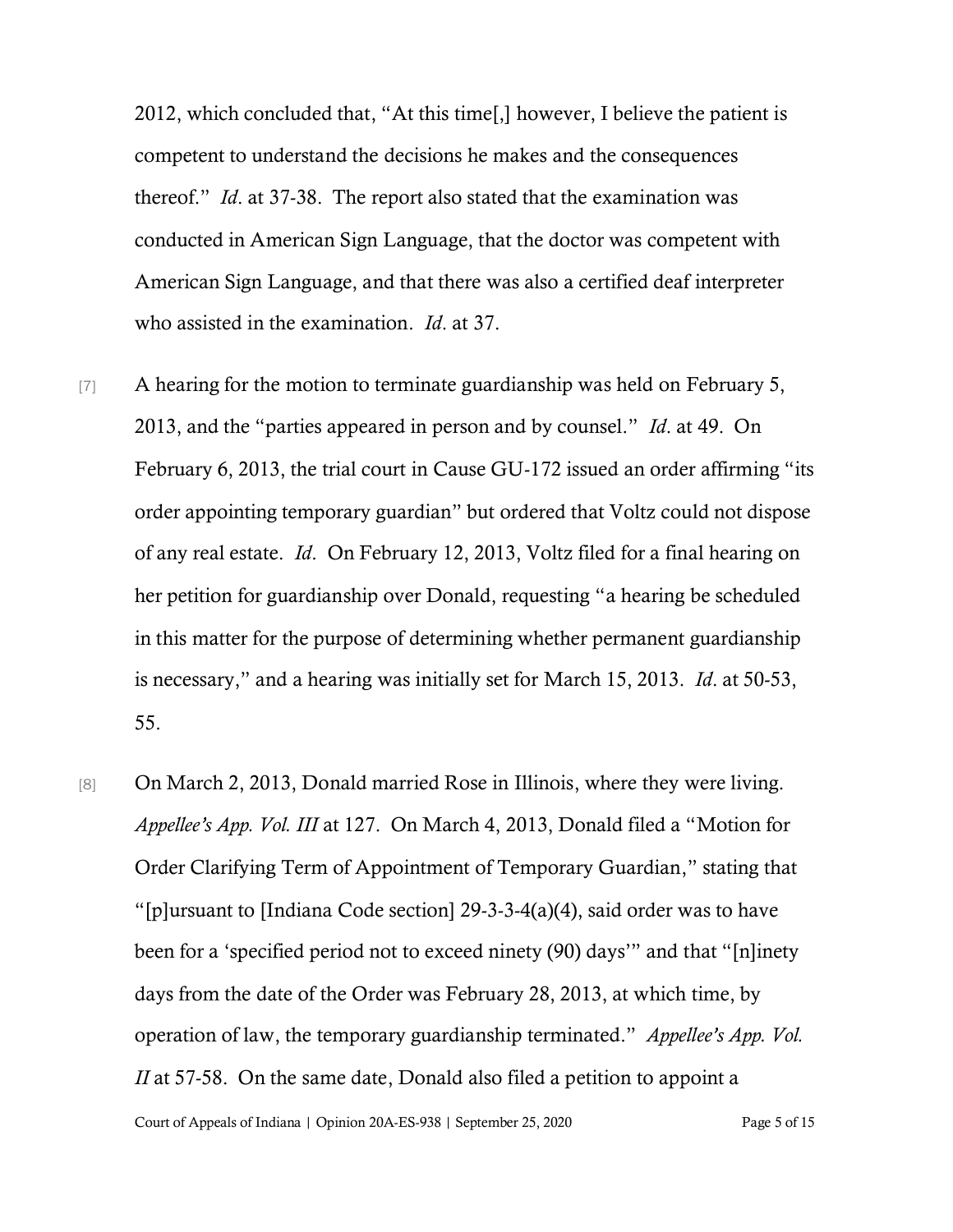2012, which concluded that, "At this time[,] however, I believe the patient is competent to understand the decisions he makes and the consequences thereof." *Id*. at 37-38. The report also stated that the examination was conducted in American Sign Language, that the doctor was competent with American Sign Language, and that there was also a certified deaf interpreter who assisted in the examination. *Id*. at 37.

[7] A hearing for the motion to terminate guardianship was held on February 5, 2013, and the "parties appeared in person and by counsel." *Id*. at 49. On February 6, 2013, the trial court in Cause GU-172 issued an order affirming "its order appointing temporary guardian" but ordered that Voltz could not dispose of any real estate. *Id*. On February 12, 2013, Voltz filed for a final hearing on her petition for guardianship over Donald, requesting "a hearing be scheduled in this matter for the purpose of determining whether permanent guardianship is necessary," and a hearing was initially set for March 15, 2013. *Id*. at 50-53, 55.

[8] On March 2, 2013, Donald married Rose in Illinois, where they were living. *Appellee's App. Vol. III* at 127. On March 4, 2013, Donald filed a "Motion for Order Clarifying Term of Appointment of Temporary Guardian," stating that "[p]ursuant to [Indiana Code section] 29-3-3-4(a)(4), said order was to have been for a 'specified period not to exceed ninety (90) days'" and that "[n]inety days from the date of the Order was February 28, 2013, at which time, by operation of law, the temporary guardianship terminated." *Appellee's App. Vol. II* at 57-58. On the same date, Donald also filed a petition to appoint a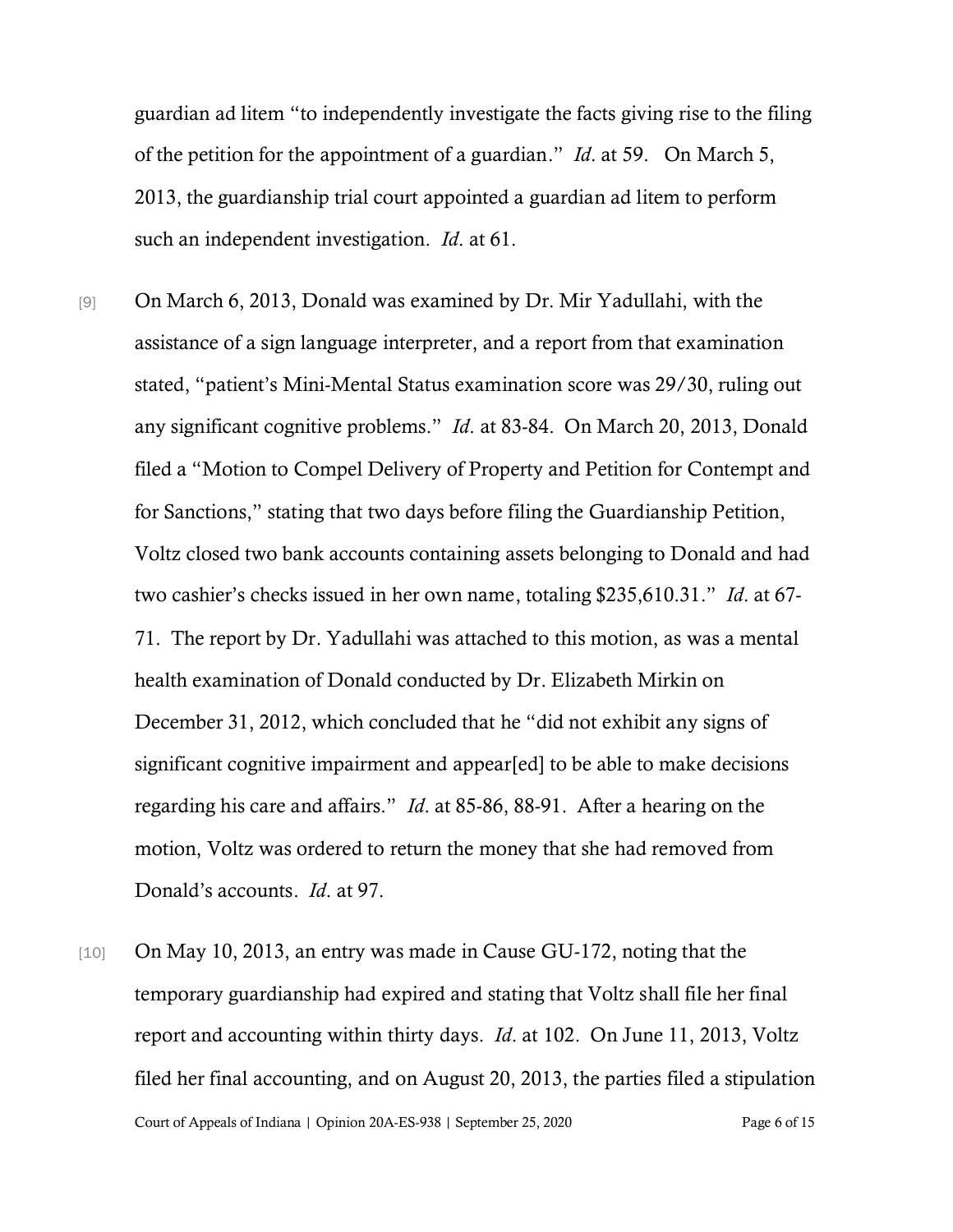guardian ad litem "to independently investigate the facts giving rise to the filing of the petition for the appointment of a guardian." *Id.* at 59. On March 5, 2013, the guardianship trial court appointed a guardian ad litem to perform such an independent investigation. *Id.* at 61.

[9] On March 6, 2013, Donald was examined by Dr. Mir Yadullahi, with the assistance of a sign language interpreter, and a report from that examination stated, "patient's Mini-Mental Status examination score was 29/30, ruling out any significant cognitive problems." *Id.* at 83-84. On March 20, 2013, Donald filed a "Motion to Compel Delivery of Property and Petition for Contempt and for Sanctions," stating that two days before filing the Guardianship Petition, Voltz closed two bank accounts containing assets belonging to Donald and had two cashier's checks issued in her own name, totaling $235,610.31." *Id.* at 67-71. The report by Dr. Yadullahi was attached to this motion, as was a mental health examination of Donald conducted by Dr. Elizabeth Mirkin on December 31, 2012, which concluded that he "did not exhibit any signs of significant cognitive impairment and appear[ed] to be able to make decisions regarding his care and affairs." *Id.* at 85-86, 88-91. After a hearing on the motion, Voltz was ordered to return the money that she had removed from Donald's accounts. *Id.* at 97.

[10] On May 10, 2013, an entry was made in Cause GU-172, noting that the temporary guardianship had expired and stating that Voltz shall file her final report and accounting within thirty days. *Id.* at 102. On June 11, 2013, Voltz filed her final accounting, and on August 20, 2013, the parties filed a stipulation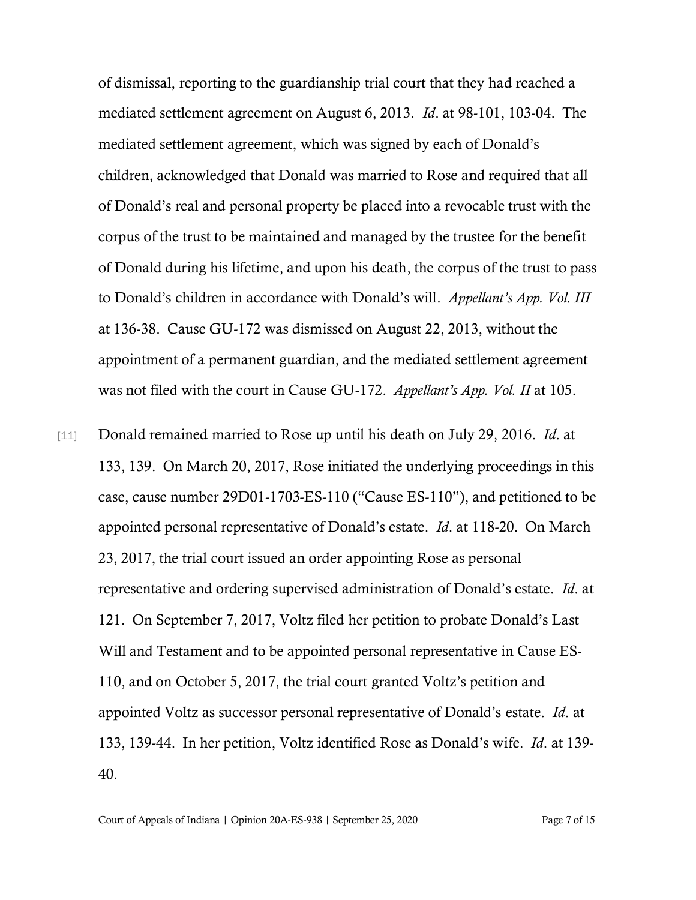of dismissal, reporting to the guardianship trial court that they had reached a mediated settlement agreement on August 6, 2013. *Id*. at 98-101, 103-04. The mediated settlement agreement, which was signed by each of Donald's children, acknowledged that Donald was married to Rose and required that all of Donald's real and personal property be placed into a revocable trust with the corpus of the trust to be maintained and managed by the trustee for the benefit of Donald during his lifetime, and upon his death, the corpus of the trust to pass to Donald's children in accordance with Donald's will. *Appellant's App. Vol. III* at 136-38. Cause GU-172 was dismissed on August 22, 2013, without the appointment of a permanent guardian, and the mediated settlement agreement was not filed with the court in Cause GU-172. *Appellant's App. Vol. II* at 105.

[11] Donald remained married to Rose up until his death on July 29, 2016. *Id*. at 133, 139. On March 20, 2017, Rose initiated the underlying proceedings in this case, cause number 29D01-1703-ES-110 ("Cause ES-110"), and petitioned to be appointed personal representative of Donald's estate. *Id*. at 118-20. On March 23, 2017, the trial court issued an order appointing Rose as personal representative and ordering supervised administration of Donald's estate. *Id*. at 121. On September 7, 2017, Voltz filed her petition to probate Donald's Last Will and Testament and to be appointed personal representative in Cause ES-110, and on October 5, 2017, the trial court granted Voltz's petition and appointed Voltz as successor personal representative of Donald's estate. *Id*. at 133, 139-44. In her petition, Voltz identified Rose as Donald's wife. *Id*. at 139-40.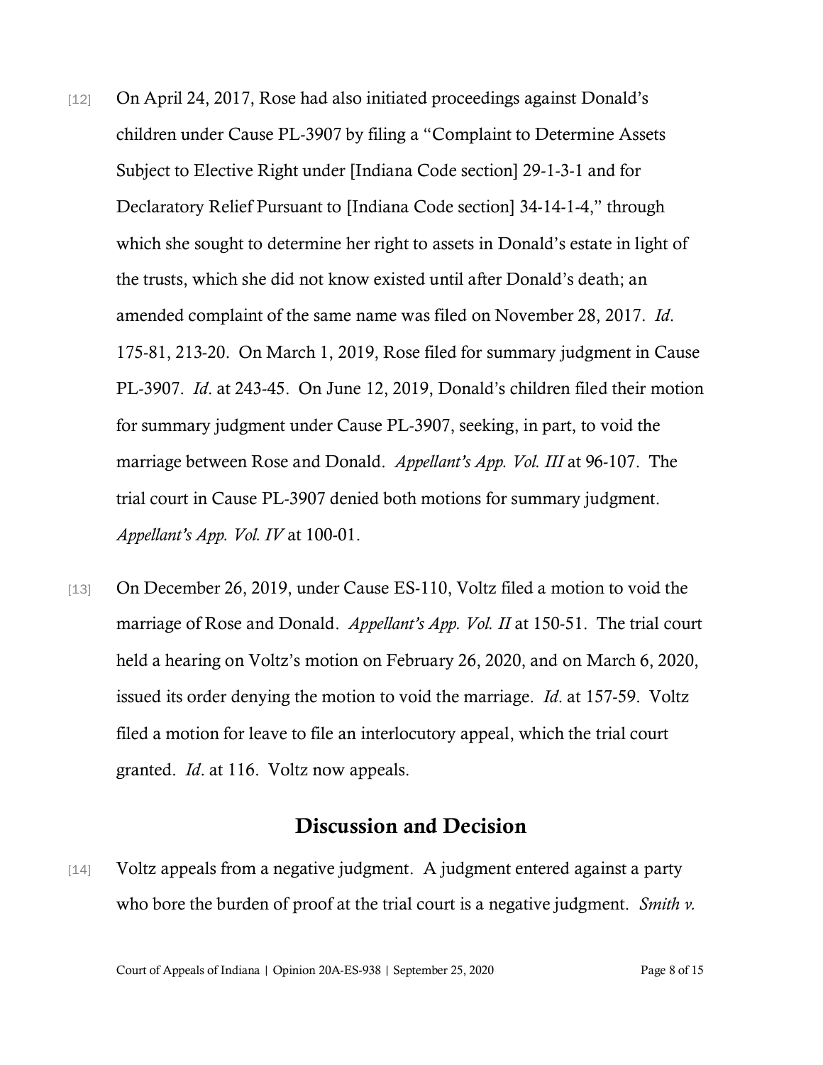[12] On April 24, 2017, Rose had also initiated proceedings against Donald's children under Cause PL-3907 by filing a "Complaint to Determine Assets Subject to Elective Right under [Indiana Code section] 29-1-3-1 and for Declaratory Relief Pursuant to [Indiana Code section] 34-14-1-4," through which she sought to determine her right to assets in Donald's estate in light of the trusts, which she did not know existed until after Donald's death; an amended complaint of the same name was filed on November 28, 2017. *Id*. 175-81, 213-20. On March 1, 2019, Rose filed for summary judgment in Cause PL-3907. *Id*. at 243-45. On June 12, 2019, Donald's children filed their motion for summary judgment under Cause PL-3907, seeking, in part, to void the marriage between Rose and Donald. *Appellant's App. Vol. III* at 96-107. The trial court in Cause PL-3907 denied both motions for summary judgment. *Appellant's App. Vol. IV* at 100-01.

[13] On December 26, 2019, under Cause ES-110, Voltz filed a motion to void the marriage of Rose and Donald. *Appellant's App. Vol. II* at 150-51. The trial court held a hearing on Voltz's motion on February 26, 2020, and on March 6, 2020, issued its order denying the motion to void the marriage. *Id*. at 157-59. Voltz filed a motion for leave to file an interlocutory appeal, which the trial court granted. *Id*. at 116. Voltz now appeals.

## Discussion and Decision

[14] Voltz appeals from a negative judgment. A judgment entered against a party who bore the burden of proof at the trial court is a negative judgment. *Smith v.*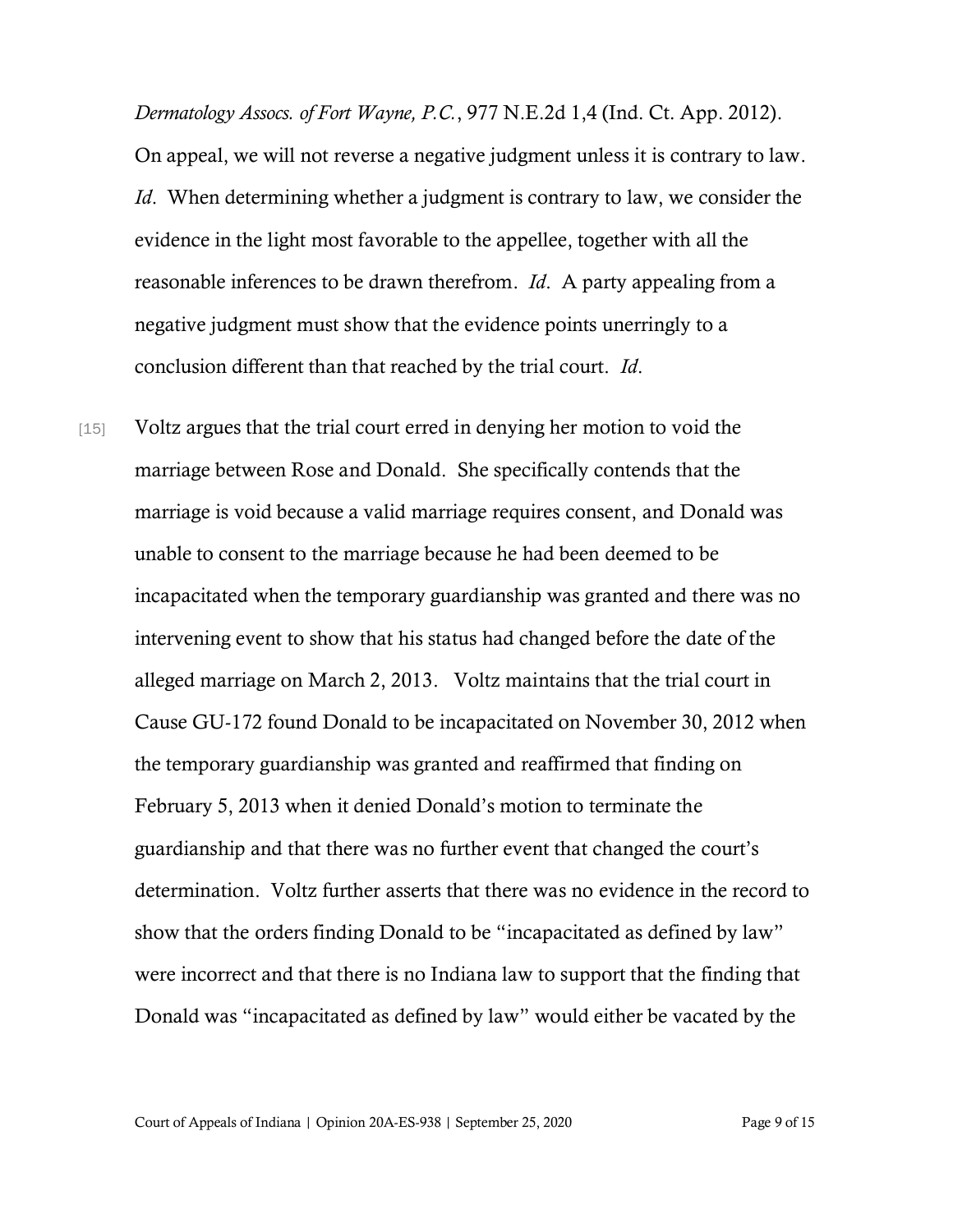*Dermatology Assocs. of Fort Wayne, P.C.*, 977 N.E.2d 1,4 (Ind. Ct. App. 2012). On appeal, we will not reverse a negative judgment unless it is contrary to law. *Id*. When determining whether a judgment is contrary to law, we consider the evidence in the light most favorable to the appellee, together with all the reasonable inferences to be drawn therefrom. *Id*. A party appealing from a negative judgment must show that the evidence points unerringly to a conclusion different than that reached by the trial court. *Id*.

[15] Voltz argues that the trial court erred in denying her motion to void the marriage between Rose and Donald. She specifically contends that the marriage is void because a valid marriage requires consent, and Donald was unable to consent to the marriage because he had been deemed to be incapacitated when the temporary guardianship was granted and there was no intervening event to show that his status had changed before the date of the alleged marriage on March 2, 2013. Voltz maintains that the trial court in Cause GU-172 found Donald to be incapacitated on November 30, 2012 when the temporary guardianship was granted and reaffirmed that finding on February 5, 2013 when it denied Donald's motion to terminate the guardianship and that there was no further event that changed the court's determination. Voltz further asserts that there was no evidence in the record to show that the orders finding Donald to be "incapacitated as defined by law" were incorrect and that there is no Indiana law to support that the finding that Donald was "incapacitated as defined by law" would either be vacated by the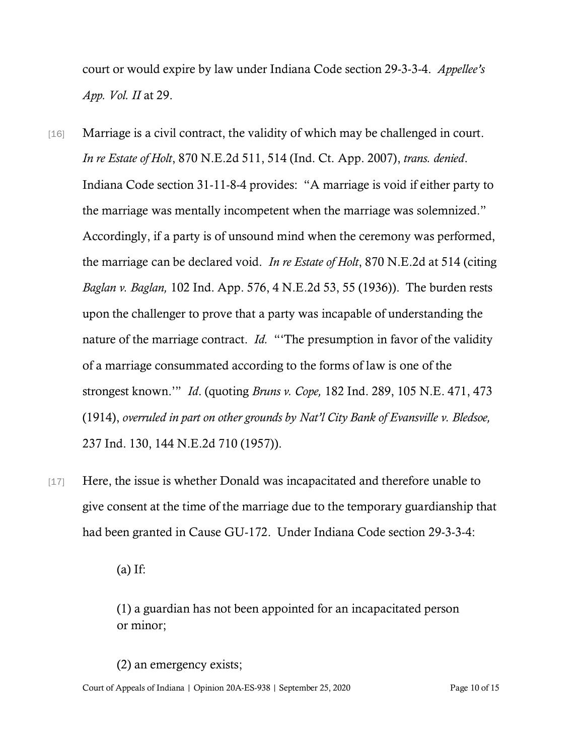court or would expire by law under Indiana Code section 29-3-3-4. *Appellee's App. Vol. II* at 29.

[16] Marriage is a civil contract, the validity of which may be challenged in court. *In re Estate of Holt*, 870 N.E.2d 511, 514 (Ind. Ct. App. 2007), *trans. denied*. Indiana Code section 31-11-8-4 provides: "A marriage is void if either party to the marriage was mentally incompetent when the marriage was solemnized." Accordingly, if a party is of unsound mind when the ceremony was performed, the marriage can be declared void. *In re Estate of Holt*, 870 N.E.2d at 514 (citing *Baglan v. Baglan,* 102 Ind. App. 576, 4 N.E.2d 53, 55 (1936)). The burden rests upon the challenger to prove that a party was incapable of understanding the nature of the marriage contract. *Id.* "'The presumption in favor of the validity of a marriage consummated according to the forms of law is one of the strongest known.'" *Id*. (quoting *Bruns v. Cope,* 182 Ind. 289, 105 N.E. 471, 473 (1914), *overruled in part on other grounds by Nat'l City Bank of Evansville v. Bledsoe,* 237 Ind. 130, 144 N.E.2d 710 (1957)).

[17] Here, the issue is whether Donald was incapacitated and therefore unable to give consent at the time of the marriage due to the temporary guardianship that had been granted in Cause GU-172. Under Indiana Code section 29-3-3-4:

> (a) If:
>
> (1) a guardian has not been appointed for an incapacitated person or minor;
>
> (2) an emergency exists;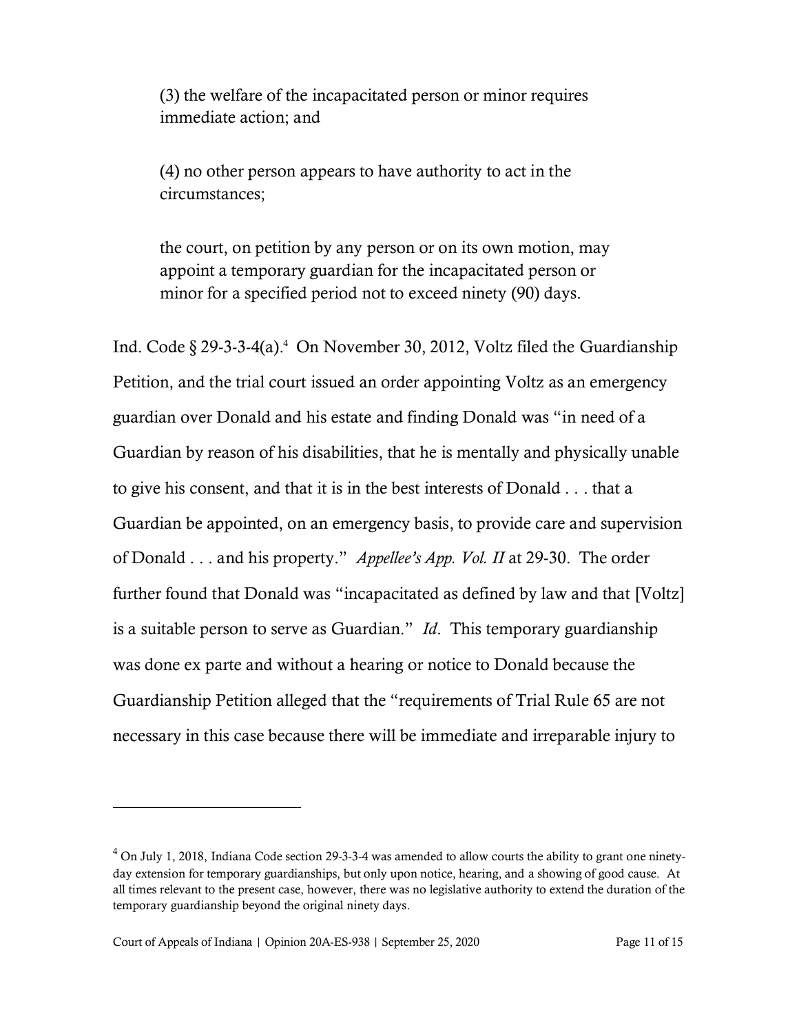> (3) the welfare of the incapacitated person or minor requires immediate action; and
>
> (4) no other person appears to have authority to act in the circumstances;
>
> the court, on petition by any person or on its own motion, may appoint a temporary guardian for the incapacitated person or minor for a specified period not to exceed ninety (90) days.

Ind. Code § 29-3-3-4(a).[4] On November 30, 2012, Voltz filed the Guardianship Petition, and the trial court issued an order appointing Voltz as an emergency guardian over Donald and his estate and finding Donald was "in need of a Guardian by reason of his disabilities, that he is mentally and physically unable to give his consent, and that it is in the best interests of Donald . . . that a Guardian be appointed, on an emergency basis, to provide care and supervision of Donald . . . and his property." *Appellee's App. Vol. II* at 29-30. The order further found that Donald was "incapacitated as defined by law and that [Voltz] is a suitable person to serve as Guardian." *Id*. This temporary guardianship was done ex parte and without a hearing or notice to Donald because the Guardianship Petition alleged that the "requirements of Trial Rule 65 are not necessary in this case because there will be immediate and irreparable injury to

---

[4] On July 1, 2018, Indiana Code section 29-3-3-4 was amended to allow courts the ability to grant one ninety-day extension for temporary guardianships, but only upon notice, hearing, and a showing of good cause. At all times relevant to the present case, however, there was no legislative authority to extend the duration of the temporary guardianship beyond the original ninety days.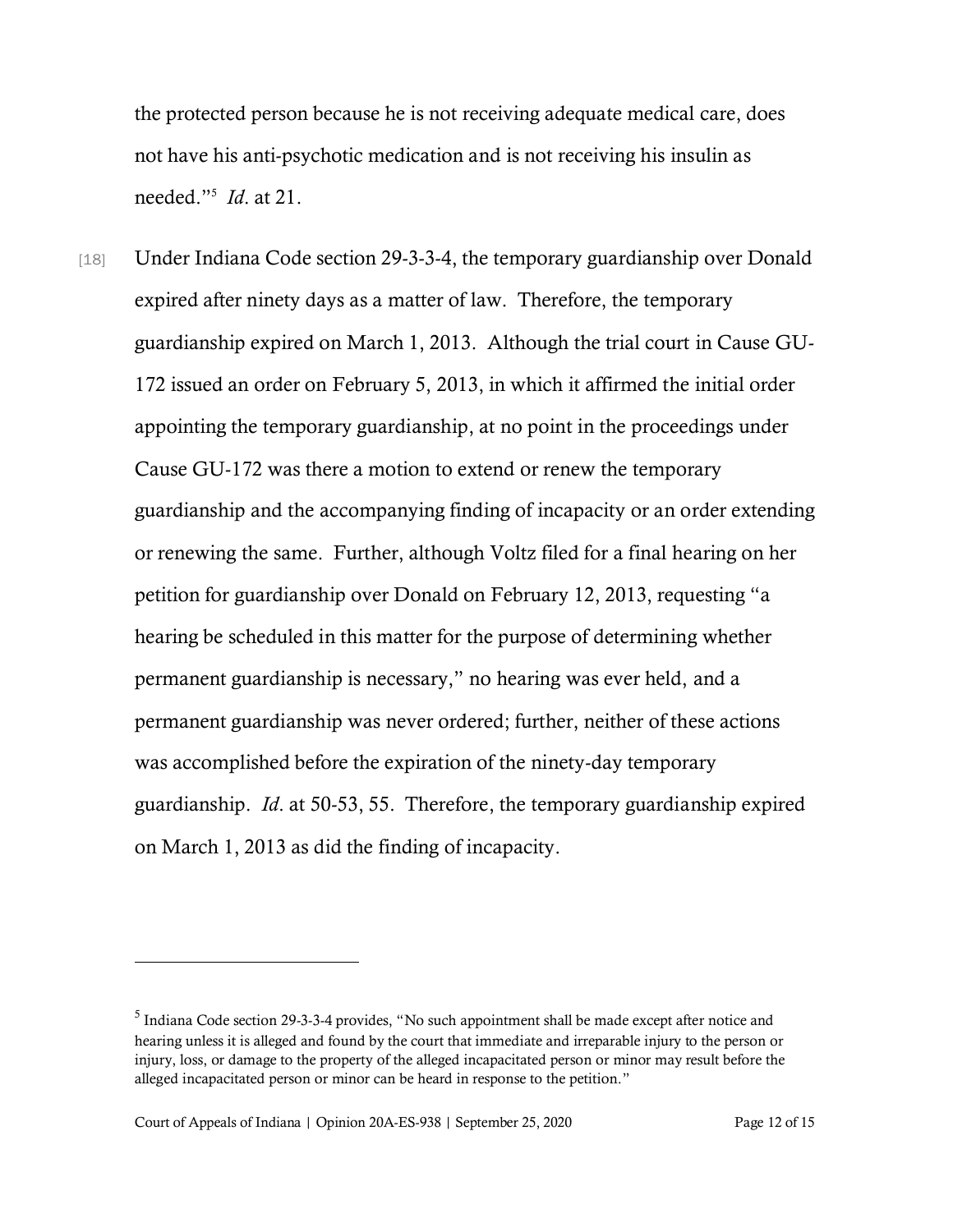the protected person because he is not receiving adequate medical care, does not have his anti-psychotic medication and is not receiving his insulin as needed."[5] *Id*. at 21.

[18] Under Indiana Code section 29-3-3-4, the temporary guardianship over Donald expired after ninety days as a matter of law. Therefore, the temporary guardianship expired on March 1, 2013. Although the trial court in Cause GU-172 issued an order on February 5, 2013, in which it affirmed the initial order appointing the temporary guardianship, at no point in the proceedings under Cause GU-172 was there a motion to extend or renew the temporary guardianship and the accompanying finding of incapacity or an order extending or renewing the same. Further, although Voltz filed for a final hearing on her petition for guardianship over Donald on February 12, 2013, requesting "a hearing be scheduled in this matter for the purpose of determining whether permanent guardianship is necessary," no hearing was ever held, and a permanent guardianship was never ordered; further, neither of these actions was accomplished before the expiration of the ninety-day temporary guardianship. *Id*. at 50-53, 55. Therefore, the temporary guardianship expired on March 1, 2013 as did the finding of incapacity.

---

[5] Indiana Code section 29-3-3-4 provides, "No such appointment shall be made except after notice and hearing unless it is alleged and found by the court that immediate and irreparable injury to the person or injury, loss, or damage to the property of the alleged incapacitated person or minor may result before the alleged incapacitated person or minor can be heard in response to the petition."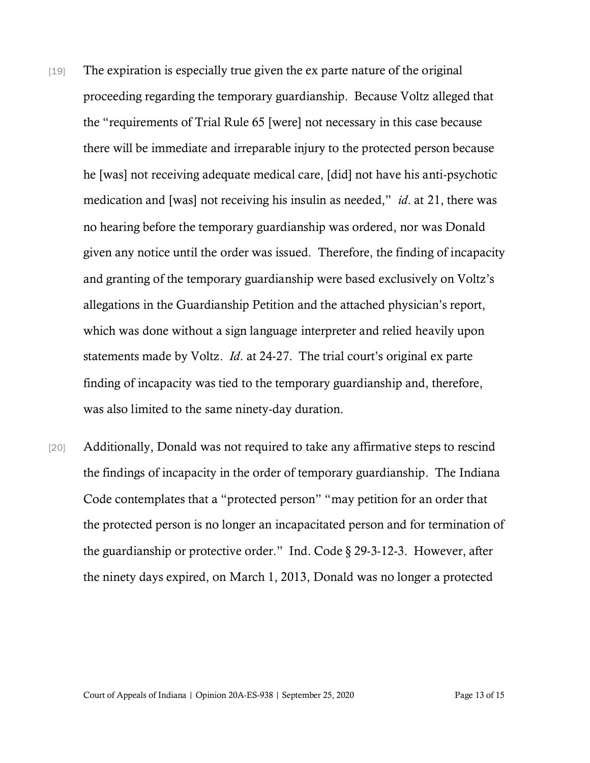[19] The expiration is especially true given the ex parte nature of the original proceeding regarding the temporary guardianship. Because Voltz alleged that the "requirements of Trial Rule 65 [were] not necessary in this case because there will be immediate and irreparable injury to the protected person because he [was] not receiving adequate medical care, [did] not have his anti-psychotic medication and [was] not receiving his insulin as needed," *id*. at 21, there was no hearing before the temporary guardianship was ordered, nor was Donald given any notice until the order was issued. Therefore, the finding of incapacity and granting of the temporary guardianship were based exclusively on Voltz's allegations in the Guardianship Petition and the attached physician's report, which was done without a sign language interpreter and relied heavily upon statements made by Voltz. *Id*. at 24-27. The trial court's original ex parte finding of incapacity was tied to the temporary guardianship and, therefore, was also limited to the same ninety-day duration.

[20] Additionally, Donald was not required to take any affirmative steps to rescind the findings of incapacity in the order of temporary guardianship. The Indiana Code contemplates that a "protected person" "may petition for an order that the protected person is no longer an incapacitated person and for termination of the guardianship or protective order." Ind. Code § 29-3-12-3. However, after the ninety days expired, on March 1, 2013, Donald was no longer a protected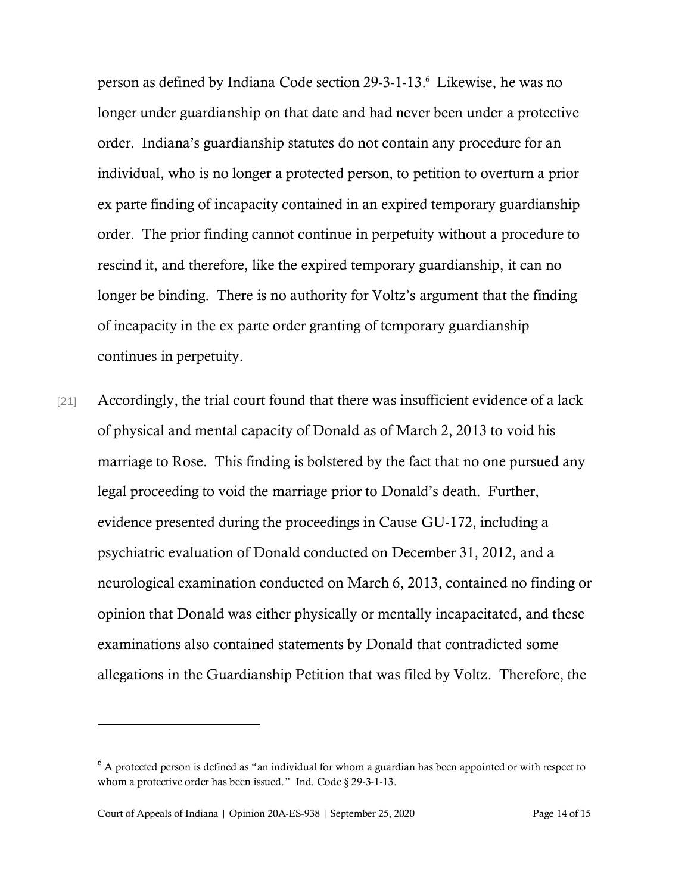person as defined by Indiana Code section 29-3-1-13.[6] Likewise, he was no longer under guardianship on that date and had never been under a protective order. Indiana's guardianship statutes do not contain any procedure for an individual, who is no longer a protected person, to petition to overturn a prior ex parte finding of incapacity contained in an expired temporary guardianship order. The prior finding cannot continue in perpetuity without a procedure to rescind it, and therefore, like the expired temporary guardianship, it can no longer be binding. There is no authority for Voltz's argument that the finding of incapacity in the ex parte order granting of temporary guardianship continues in perpetuity.

[21] Accordingly, the trial court found that there was insufficient evidence of a lack of physical and mental capacity of Donald as of March 2, 2013 to void his marriage to Rose. This finding is bolstered by the fact that no one pursued any legal proceeding to void the marriage prior to Donald's death. Further, evidence presented during the proceedings in Cause GU-172, including a psychiatric evaluation of Donald conducted on December 31, 2012, and a neurological examination conducted on March 6, 2013, contained no finding or opinion that Donald was either physically or mentally incapacitated, and these examinations also contained statements by Donald that contradicted some allegations in the Guardianship Petition that was filed by Voltz. Therefore, the

---

[6] A protected person is defined as "an individual for whom a guardian has been appointed or with respect to whom a protective order has been issued." Ind. Code § 29-3-1-13.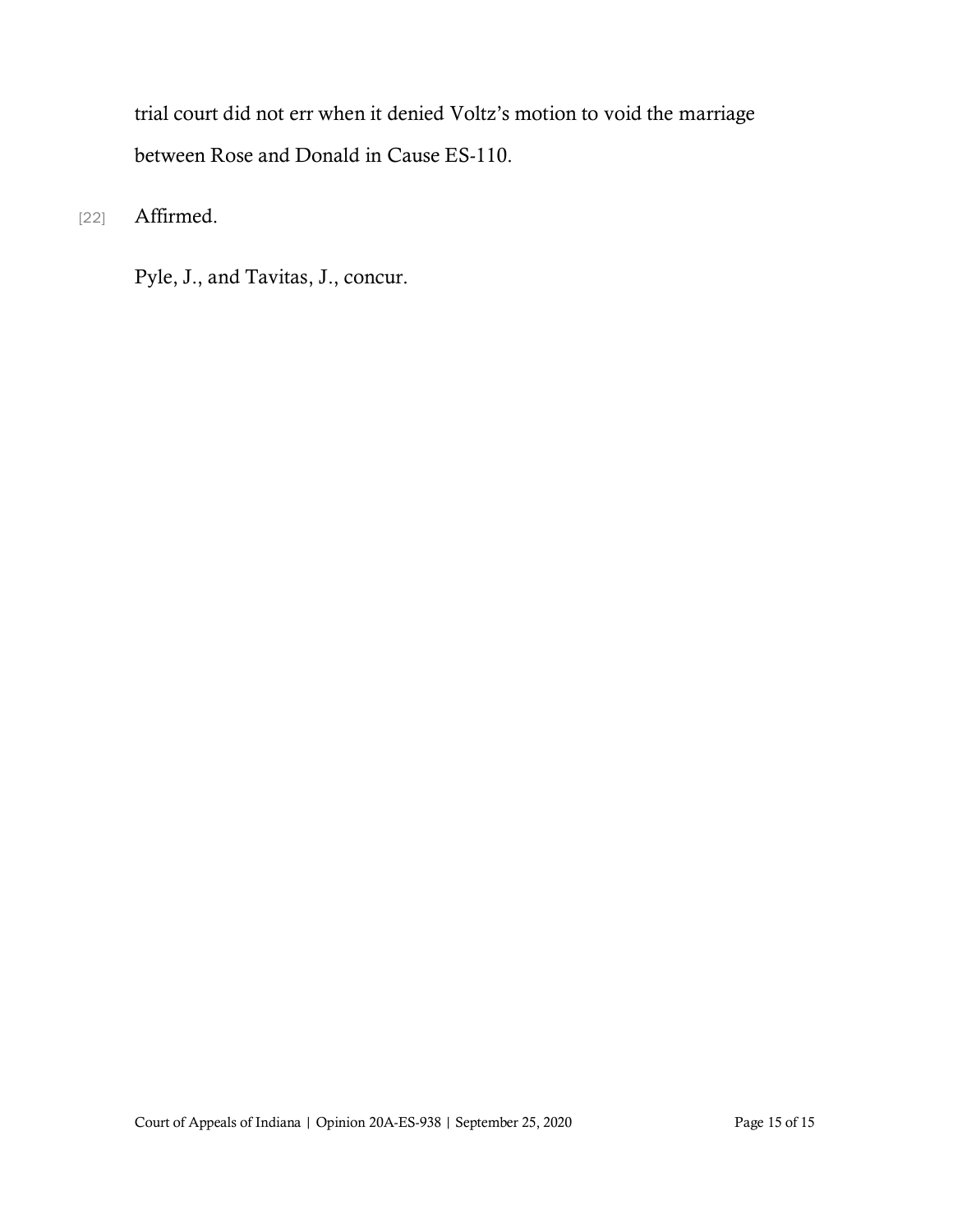trial court did not err when it denied Voltz's motion to void the marriage between Rose and Donald in Cause ES-110.

[22] Affirmed.

Pyle, J., and Tavitas, J., concur.